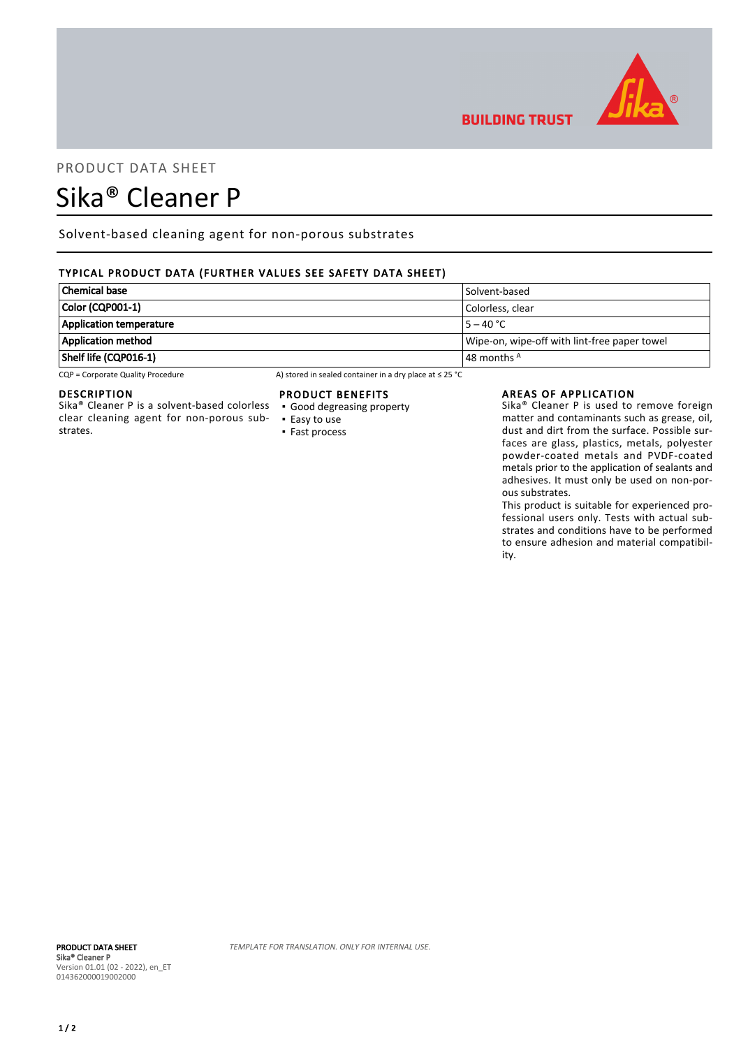PRODUCT DATA SHEET

# Sika® Cleaner P

Solvent-based cleaning agent for non-porous substrates

## TYPICAL PRODUCT DATA (FURTHER VALUES SEE SAFETY DATA SHEET)

| | |
|---|---|
| **Chemical base** | Solvent-based |
| **Color (CQP001-1)** | Colorless, clear |
| **Application temperature** | 5 – 40 °C |
| **Application method** | Wipe-on, wipe-off with lint-free paper towel |
| **Shelf life (CQP016-1)** | 48 months [A] |

CQP = Corporate Quality Procedure

A) stored in sealed container in a dry place at ≤ 25 °C

## DESCRIPTION

Sika® Cleaner P is a solvent-based colorless clear cleaning agent for non-porous substrates.

## PRODUCT BENEFITS

- Good degreasing property
- Easy to use
- Fast process

## AREAS OF APPLICATION

Sika® Cleaner P is used to remove foreign matter and contaminants such as grease, oil, dust and dirt from the surface. Possible surfaces are glass, plastics, metals, polyester powder-coated metals and PVDF-coated metals prior to the application of sealants and adhesives. It must only be used on non-porous substrates.

This product is suitable for experienced professional users only. Tests with actual substrates and conditions have to be performed to ensure adhesion and material compatibility.

*TEMPLATE FOR TRANSLATION. ONLY FOR INTERNAL USE.*

**PRODUCT DATA SHEET**
**Sika® Cleaner P**
Version 01.01 (02 - 2022), en_ET
014362000019002000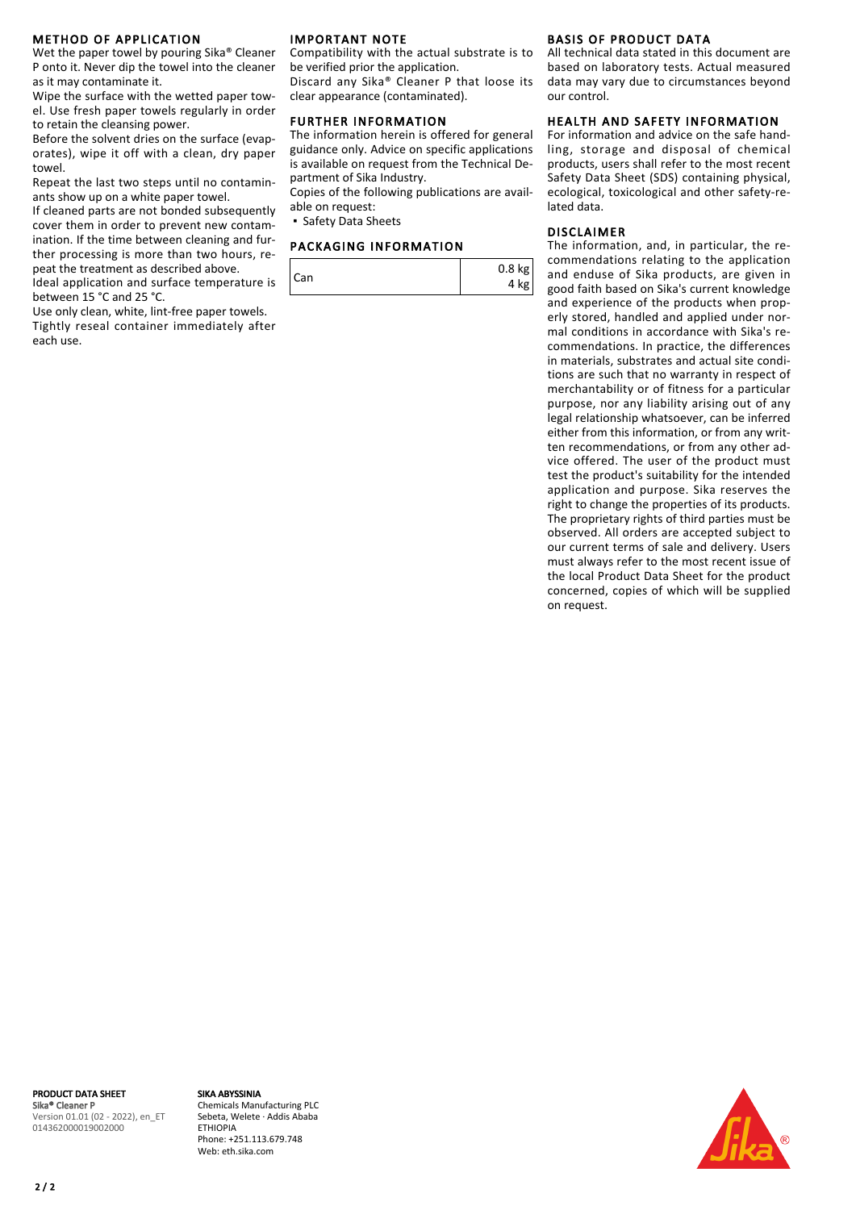## METHOD OF APPLICATION

Wet the paper towel by pouring Sika® Cleaner P onto it. Never dip the towel into the cleaner as it may contaminate it.

Wipe the surface with the wetted paper towel. Use fresh paper towels regularly in order to retain the cleansing power.

Before the solvent dries on the surface (evaporates), wipe it off with a clean, dry paper towel.

Repeat the last two steps until no contaminants show up on a white paper towel.

If cleaned parts are not bonded subsequently cover them in order to prevent new contamination. If the time between cleaning and further processing is more than two hours, repeat the treatment as described above.

Ideal application and surface temperature is between 15 °C and 25 °C.

Use only clean, white, lint-free paper towels.

Tightly reseal container immediately after each use.

## IMPORTANT NOTE

Compatibility with the actual substrate is to be verified prior the application.

Discard any Sika® Cleaner P that loose its clear appearance (contaminated).

## FURTHER INFORMATION

The information herein is offered for general guidance only. Advice on specific applications is available on request from the Technical Department of Sika Industry.

Copies of the following publications are available on request:

- Safety Data Sheets

## PACKAGING INFORMATION

| | |
|---|---|
| Can | 0.8 kg<br>4 kg |

## BASIS OF PRODUCT DATA

All technical data stated in this document are based on laboratory tests. Actual measured data may vary due to circumstances beyond our control.

## HEALTH AND SAFETY INFORMATION

For information and advice on the safe handling, storage and disposal of chemical products, users shall refer to the most recent Safety Data Sheet (SDS) containing physical, ecological, toxicological and other safety-related data.

## DISCLAIMER

The information, and, in particular, the recommendations relating to the application and enduse of Sika products, are given in good faith based on Sika's current knowledge and experience of the products when properly stored, handled and applied under normal conditions in accordance with Sika's recommendations. In practice, the differences in materials, substrates and actual site conditions are such that no warranty in respect of merchantability or of fitness for a particular purpose, nor any liability arising out of any legal relationship whatsoever, can be inferred either from this information, or from any written recommendations, or from any other advice offered. The user of the product must test the product's suitability for the intended application and purpose. Sika reserves the right to change the properties of its products. The proprietary rights of third parties must be observed. All orders are accepted subject to our current terms of sale and delivery. Users must always refer to the most recent issue of the local Product Data Sheet for the product concerned, copies of which will be supplied on request.

**PRODUCT DATA SHEET**
**Sika® Cleaner P**
Version 01.01 (02 - 2022), en_ET
014362000019002000

**SIKA ABYSSINIA**
Chemicals Manufacturing PLC
Sebeta, Welete · Addis Ababa
ETHIOPIA
Phone: +251.113.679.748
Web: eth.sika.com